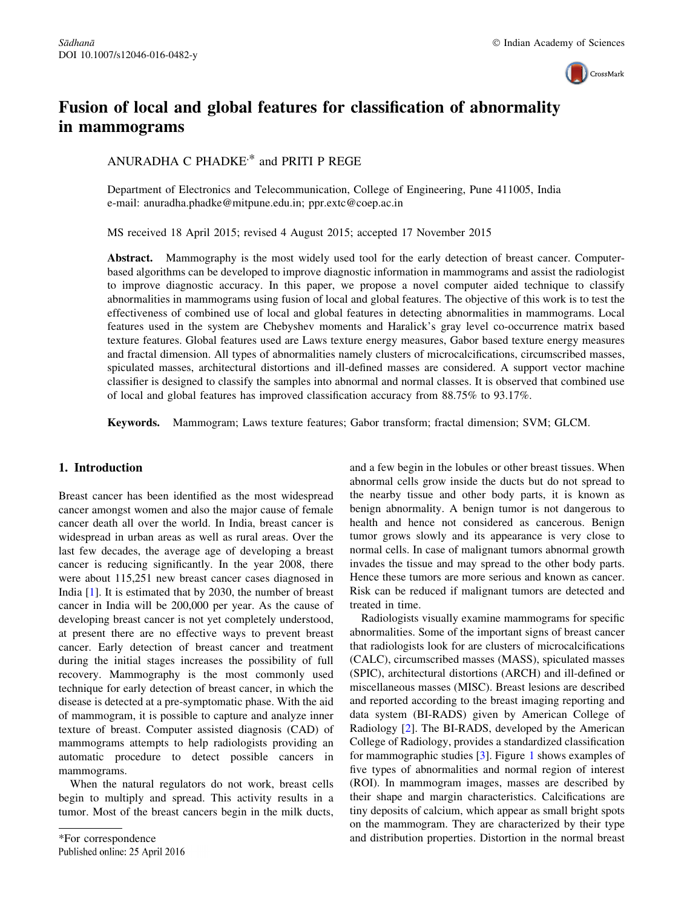# Fusion of local and global features for classification of abnormality in mammograms

ANURADHA C PHADKE* and PRITI P REGE

Department of Electronics and Telecommunication, College of Engineering, Pune 411005, India
e-mail: anuradha.phadke@mitpune.edu.in; ppr.extc@coep.ac.in

MS received 18 April 2015; revised 4 August 2015; accepted 17 November 2015

**Abstract.** Mammography is the most widely used tool for the early detection of breast cancer. Computer-based algorithms can be developed to improve diagnostic information in mammograms and assist the radiologist to improve diagnostic accuracy. In this paper, we propose a novel computer aided technique to classify abnormalities in mammograms using fusion of local and global features. The objective of this work is to test the effectiveness of combined use of local and global features in detecting abnormalities in mammograms. Local features used in the system are Chebyshev moments and Haralick's gray level co-occurrence matrix based texture features. Global features used are Laws texture energy measures, Gabor based texture energy measures and fractal dimension. All types of abnormalities namely clusters of microcalcifications, circumscribed masses, spiculated masses, architectural distortions and ill-defined masses are considered. A support vector machine classifier is designed to classify the samples into abnormal and normal classes. It is observed that combined use of local and global features has improved classification accuracy from 88.75% to 93.17%.

**Keywords.** Mammogram; Laws texture features; Gabor transform; fractal dimension; SVM; GLCM.

## 1. Introduction

Breast cancer has been identified as the most widespread cancer amongst women and also the major cause of female cancer death all over the world. In India, breast cancer is widespread in urban areas as well as rural areas. Over the last few decades, the average age of developing a breast cancer is reducing significantly. In the year 2008, there were about 115,251 new breast cancer cases diagnosed in India [1]. It is estimated that by 2030, the number of breast cancer in India will be 200,000 per year. As the cause of developing breast cancer is not yet completely understood, at present there are no effective ways to prevent breast cancer. Early detection of breast cancer and treatment during the initial stages increases the possibility of full recovery. Mammography is the most commonly used technique for early detection of breast cancer, in which the disease is detected at a pre-symptomatic phase. With the aid of mammogram, it is possible to capture and analyze inner texture of breast. Computer assisted diagnosis (CAD) of mammograms attempts to help radiologists providing an automatic procedure to detect possible cancers in mammograms.

When the natural regulators do not work, breast cells begin to multiply and spread. This activity results in a tumor. Most of the breast cancers begin in the milk ducts, and a few begin in the lobules or other breast tissues. When abnormal cells grow inside the ducts but do not spread to the nearby tissue and other body parts, it is known as benign abnormality. A benign tumor is not dangerous to health and hence not considered as cancerous. Benign tumor grows slowly and its appearance is very close to normal cells. In case of malignant tumors abnormal growth invades the tissue and may spread to the other body parts. Hence these tumors are more serious and known as cancer. Risk can be reduced if malignant tumors are detected and treated in time.

Radiologists visually examine mammograms for specific abnormalities. Some of the important signs of breast cancer that radiologists look for are clusters of microcalcifications (CALC), circumscribed masses (MASS), spiculated masses (SPIC), architectural distortions (ARCH) and ill-defined or miscellaneous masses (MISC). Breast lesions are described and reported according to the breast imaging reporting and data system (BI-RADS) given by American College of Radiology [2]. The BI-RADS, developed by the American College of Radiology, provides a standardized classification for mammographic studies [3]. Figure 1 shows examples of five types of abnormalities and normal region of interest (ROI). In mammogram images, masses are described by their shape and margin characteristics. Calcifications are tiny deposits of calcium, which appear as small bright spots on the mammogram. They are characterized by their type and distribution properties. Distortion in the normal breast

*For correspondence

Published online: 25 April 2016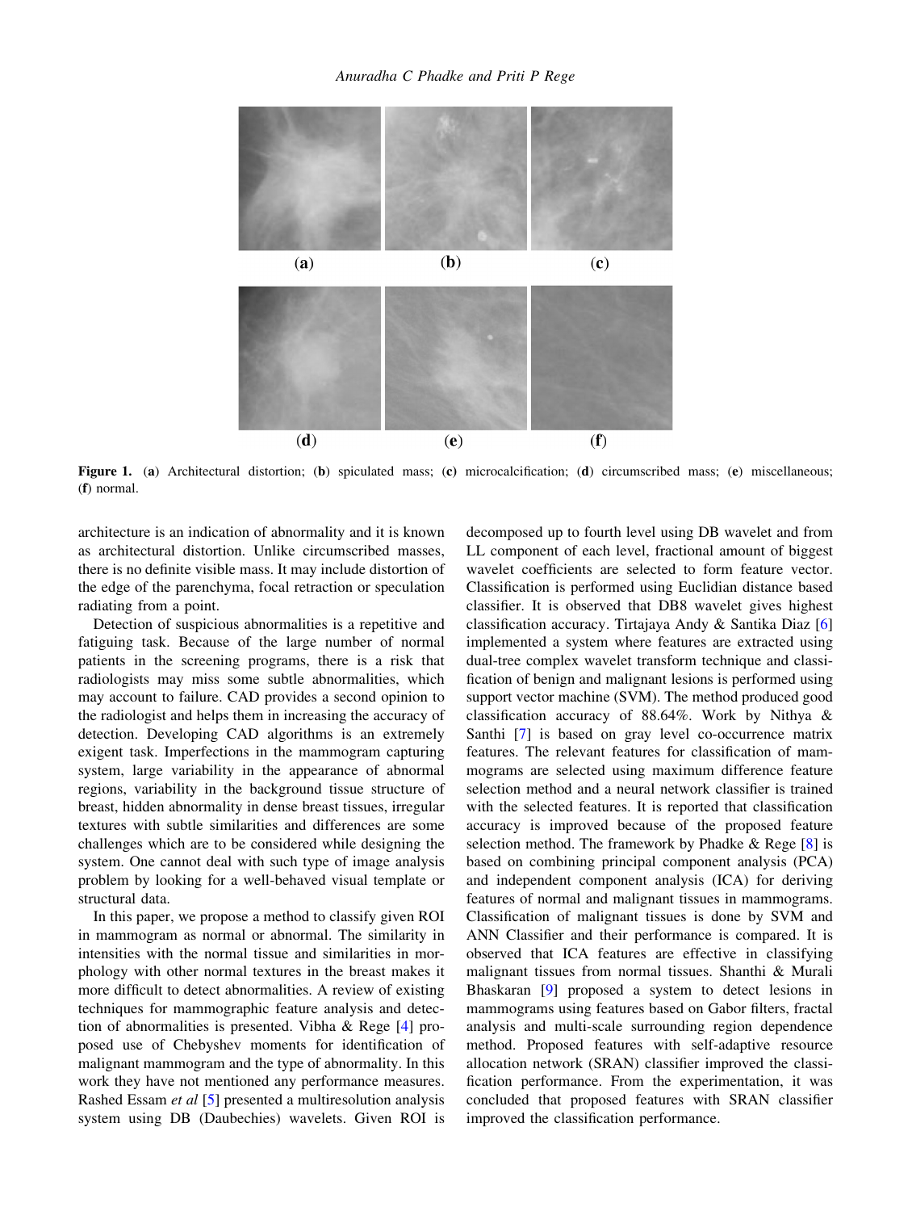Figure 1. (**a**) Architectural distortion; (**b**) spiculated mass; (**c**) microcalcification; (**d**) circumscribed mass; (**e**) miscellaneous; (**f**) normal.

architecture is an indication of abnormality and it is known as architectural distortion. Unlike circumscribed masses, there is no definite visible mass. It may include distortion of the edge of the parenchyma, focal retraction or speculation radiating from a point.

Detection of suspicious abnormalities is a repetitive and fatiguing task. Because of the large number of normal patients in the screening programs, there is a risk that radiologists may miss some subtle abnormalities, which may account to failure. CAD provides a second opinion to the radiologist and helps them in increasing the accuracy of detection. Developing CAD algorithms is an extremely exigent task. Imperfections in the mammogram capturing system, large variability in the appearance of abnormal regions, variability in the background tissue structure of breast, hidden abnormality in dense breast tissues, irregular textures with subtle similarities and differences are some challenges which are to be considered while designing the system. One cannot deal with such type of image analysis problem by looking for a well-behaved visual template or structural data.

In this paper, we propose a method to classify given ROI in mammogram as normal or abnormal. The similarity in intensities with the normal tissue and similarities in morphology with other normal textures in the breast makes it more difficult to detect abnormalities. A review of existing techniques for mammographic feature analysis and detection of abnormalities is presented. Vibha & Rege [4] proposed use of Chebyshev moments for identification of malignant mammogram and the type of abnormality. In this work they have not mentioned any performance measures. Rashed Essam *et al* [5] presented a multiresolution analysis system using DB (Daubechies) wavelets. Given ROI is decomposed up to fourth level using DB wavelet and from LL component of each level, fractional amount of biggest wavelet coefficients are selected to form feature vector. Classification is performed using Euclidian distance based classifier. It is observed that DB8 wavelet gives highest classification accuracy. Tirtajaya Andy & Santika Diaz [6] implemented a system where features are extracted using dual-tree complex wavelet transform technique and classification of benign and malignant lesions is performed using support vector machine (SVM). The method produced good classification accuracy of 88.64%. Work by Nithya & Santhi [7] is based on gray level co-occurrence matrix features. The relevant features for classification of mammograms are selected using maximum difference feature selection method and a neural network classifier is trained with the selected features. It is reported that classification accuracy is improved because of the proposed feature selection method. The framework by Phadke & Rege [8] is based on combining principal component analysis (PCA) and independent component analysis (ICA) for deriving features of normal and malignant tissues in mammograms. Classification of malignant tissues is done by SVM and ANN Classifier and their performance is compared. It is observed that ICA features are effective in classifying malignant tissues from normal tissues. Shanthi & Murali Bhaskaran [9] proposed a system to detect lesions in mammograms using features based on Gabor filters, fractal analysis and multi-scale surrounding region dependence method. Proposed features with self-adaptive resource allocation network (SRAN) classifier improved the classification performance. From the experimentation, it was concluded that proposed features with SRAN classifier improved the classification performance.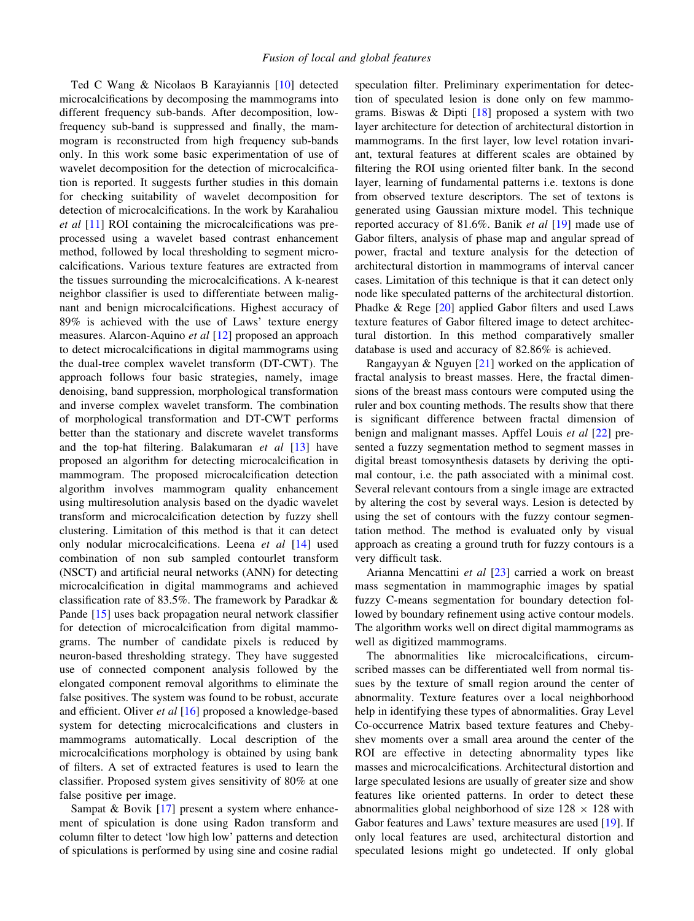Ted C Wang & Nicolaos B Karayiannis [10] detected microcalcifications by decomposing the mammograms into different frequency sub-bands. After decomposition, low-frequency sub-band is suppressed and finally, the mammogram is reconstructed from high frequency sub-bands only. In this work some basic experimentation of use of wavelet decomposition for the detection of microcalcification is reported. It suggests further studies in this domain for checking suitability of wavelet decomposition for detection of microcalcifications. In the work by Karahaliou *et al* [11] ROI containing the microcalcifications was preprocessed using a wavelet based contrast enhancement method, followed by local thresholding to segment microcalcifications. Various texture features are extracted from the tissues surrounding the microcalcifications. A k-nearest neighbor classifier is used to differentiate between malignant and benign microcalcifications. Highest accuracy of 89% is achieved with the use of Laws' texture energy measures. Alarcon-Aquino *et al* [12] proposed an approach to detect microcalcifications in digital mammograms using the dual-tree complex wavelet transform (DT-CWT). The approach follows four basic strategies, namely, image denoising, band suppression, morphological transformation and inverse complex wavelet transform. The combination of morphological transformation and DT-CWT performs better than the stationary and discrete wavelet transforms and the top-hat filtering. Balakumaran *et al* [13] have proposed an algorithm for detecting microcalcification in mammogram. The proposed microcalcification detection algorithm involves mammogram quality enhancement using multiresolution analysis based on the dyadic wavelet transform and microcalcification detection by fuzzy shell clustering. Limitation of this method is that it can detect only nodular microcalcifications. Leena *et al* [14] used combination of non sub sampled contourlet transform (NSCT) and artificial neural networks (ANN) for detecting microcalcification in digital mammograms and achieved classification rate of 83.5%. The framework by Paradkar & Pande [15] uses back propagation neural network classifier for detection of microcalcification from digital mammograms. The number of candidate pixels is reduced by neuron-based thresholding strategy. They have suggested use of connected component analysis followed by the elongated component removal algorithms to eliminate the false positives. The system was found to be robust, accurate and efficient. Oliver *et al* [16] proposed a knowledge-based system for detecting microcalcifications and clusters in mammograms automatically. Local description of the microcalcifications morphology is obtained by using bank of filters. A set of extracted features is used to learn the classifier. Proposed system gives sensitivity of 80% at one false positive per image.

Sampat & Bovik [17] present a system where enhancement of spiculation is done using Radon transform and column filter to detect 'low high low' patterns and detection of spiculations is performed by using sine and cosine radial speculation filter. Preliminary experimentation for detection of speculated lesion is done only on few mammograms. Biswas & Dipti [18] proposed a system with two layer architecture for detection of architectural distortion in mammograms. In the first layer, low level rotation invariant, textural features at different scales are obtained by filtering the ROI using oriented filter bank. In the second layer, learning of fundamental patterns i.e. textons is done from observed texture descriptors. The set of textons is generated using Gaussian mixture model. This technique reported accuracy of 81.6%. Banik *et al* [19] made use of Gabor filters, analysis of phase map and angular spread of power, fractal and texture analysis for the detection of architectural distortion in mammograms of interval cancer cases. Limitation of this technique is that it can detect only node like speculated patterns of the architectural distortion. Phadke & Rege [20] applied Gabor filters and used Laws texture features of Gabor filtered image to detect architectural distortion. In this method comparatively smaller database is used and accuracy of 82.86% is achieved.

Rangayyan & Nguyen [21] worked on the application of fractal analysis to breast masses. Here, the fractal dimensions of the breast mass contours were computed using the ruler and box counting methods. The results show that there is significant difference between fractal dimension of benign and malignant masses. Apffel Louis *et al* [22] presented a fuzzy segmentation method to segment masses in digital breast tomosynthesis datasets by deriving the optimal contour, i.e. the path associated with a minimal cost. Several relevant contours from a single image are extracted by altering the cost by several ways. Lesion is detected by using the set of contours with the fuzzy contour segmentation method. The method is evaluated only by visual approach as creating a ground truth for fuzzy contours is a very difficult task.

Arianna Mencattini *et al* [23] carried a work on breast mass segmentation in mammographic images by spatial fuzzy C-means segmentation for boundary detection followed by boundary refinement using active contour models. The algorithm works well on direct digital mammograms as well as digitized mammograms.

The abnormalities like microcalcifications, circumscribed masses can be differentiated well from normal tissues by the texture of small region around the center of abnormality. Texture features over a local neighborhood help in identifying these types of abnormalities. Gray Level Co-occurrence Matrix based texture features and Chebyshev moments over a small area around the center of the ROI are effective in detecting abnormality types like masses and microcalcifications. Architectural distortion and large speculated lesions are usually of greater size and show features like oriented patterns. In order to detect these abnormalities global neighborhood of size $128 \times 128$ with Gabor features and Laws' texture measures are used [19]. If only local features are used, architectural distortion and speculated lesions might go undetected. If only global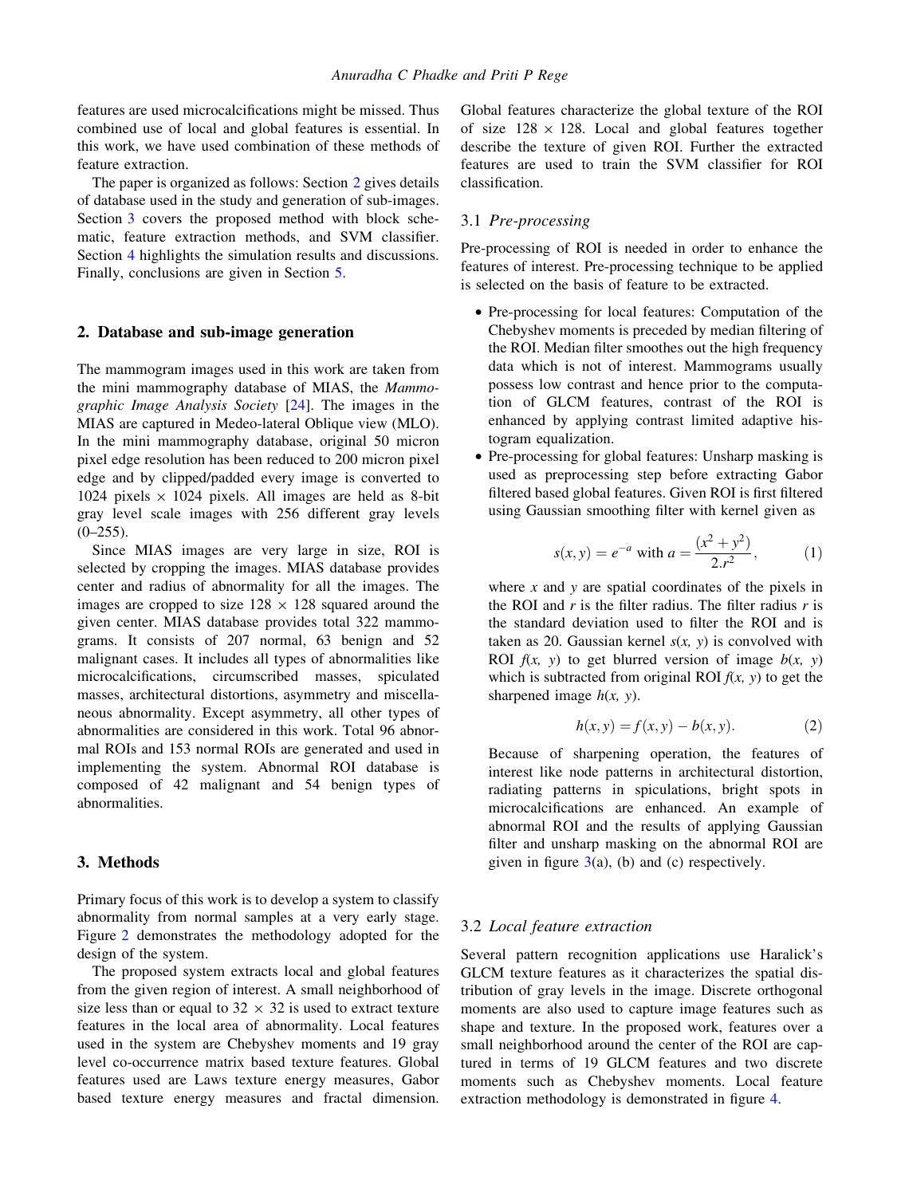features are used microcalcifications might be missed. Thus combined use of local and global features is essential. In this work, we have used combination of these methods of feature extraction.

The paper is organized as follows: Section 2 gives details of database used in the study and generation of sub-images. Section 3 covers the proposed method with block schematic, feature extraction methods, and SVM classifier. Section 4 highlights the simulation results and discussions. Finally, conclusions are given in Section 5.

## 2. Database and sub-image generation

The mammogram images used in this work are taken from the mini mammography database of MIAS, the *Mammographic Image Analysis Society* [24]. The images in the MIAS are captured in Medeo-lateral Oblique view (MLO). In the mini mammography database, original 50 micron pixel edge resolution has been reduced to 200 micron pixel edge and by clipped/padded every image is converted to 1024 pixels $\times$ 1024 pixels. All images are held as 8-bit gray level scale images with 256 different gray levels (0–255).

Since MIAS images are very large in size, ROI is selected by cropping the images. MIAS database provides center and radius of abnormality for all the images. The images are cropped to size 128 $\times$ 128 squared around the given center. MIAS database provides total 322 mammograms. It consists of 207 normal, 63 benign and 52 malignant cases. It includes all types of abnormalities like microcalcifications, circumscribed masses, spiculated masses, architectural distortions, asymmetry and miscellaneous abnormality. Except asymmetry, all other types of abnormalities are considered in this work. Total 96 abnormal ROIs and 153 normal ROIs are generated and used in implementing the system. Abnormal ROI database is composed of 42 malignant and 54 benign types of abnormalities.

## 3. Methods

Primary focus of this work is to develop a system to classify abnormality from normal samples at a very early stage. Figure 2 demonstrates the methodology adopted for the design of the system.

The proposed system extracts local and global features from the given region of interest. A small neighborhood of size less than or equal to 32 $\times$ 32 is used to extract texture features in the local area of abnormality. Local features used in the system are Chebyshev moments and 19 gray level co-occurrence matrix based texture features. Global features used are Laws texture energy measures, Gabor based texture energy measures and fractal dimension. Global features characterize the global texture of the ROI of size 128 $\times$ 128. Local and global features together describe the texture of given ROI. Further the extracted features are used to train the SVM classifier for ROI classification.

### 3.1 *Pre-processing*

Pre-processing of ROI is needed in order to enhance the features of interest. Pre-processing technique to be applied is selected on the basis of feature to be extracted.

- Pre-processing for local features: Computation of the Chebyshev moments is preceded by median filtering of the ROI. Median filter smoothes out the high frequency data which is not of interest. Mammograms usually possess low contrast and hence prior to the computation of GLCM features, contrast of the ROI is enhanced by applying contrast limited adaptive histogram equalization.
- Pre-processing for global features: Unsharp masking is used as preprocessing step before extracting Gabor filtered based global features. Given ROI is first filtered using Gaussian smoothing filter with kernel given as

$$s(x, y) = e^{-a} \text{ with } a = \frac{(x^2 + y^2)}{2.r^2}, \tag{1}$$

where $x$ and $y$ are spatial coordinates of the pixels in the ROI and $r$ is the filter radius. The filter radius $r$ is the standard deviation used to filter the ROI and is taken as 20. Gaussian kernel $s(x, y)$ is convolved with ROI $f(x, y)$ to get blurred version of image $b(x, y)$ which is subtracted from original ROI $f(x, y)$ to get the sharpened image $h(x, y)$.

$$h(x, y) = f(x, y) - b(x, y). \tag{2}$$

Because of sharpening operation, the features of interest like node patterns in architectural distortion, radiating patterns in spiculations, bright spots in microcalcifications are enhanced. An example of abnormal ROI and the results of applying Gaussian filter and unsharp masking on the abnormal ROI are given in figure 3(a), (b) and (c) respectively.

### 3.2 *Local feature extraction*

Several pattern recognition applications use Haralick's GLCM texture features as it characterizes the spatial distribution of gray levels in the image. Discrete orthogonal moments are also used to capture image features such as shape and texture. In the proposed work, features over a small neighborhood around the center of the ROI are captured in terms of 19 GLCM features and two discrete moments such as Chebyshev moments. Local feature extraction methodology is demonstrated in figure 4.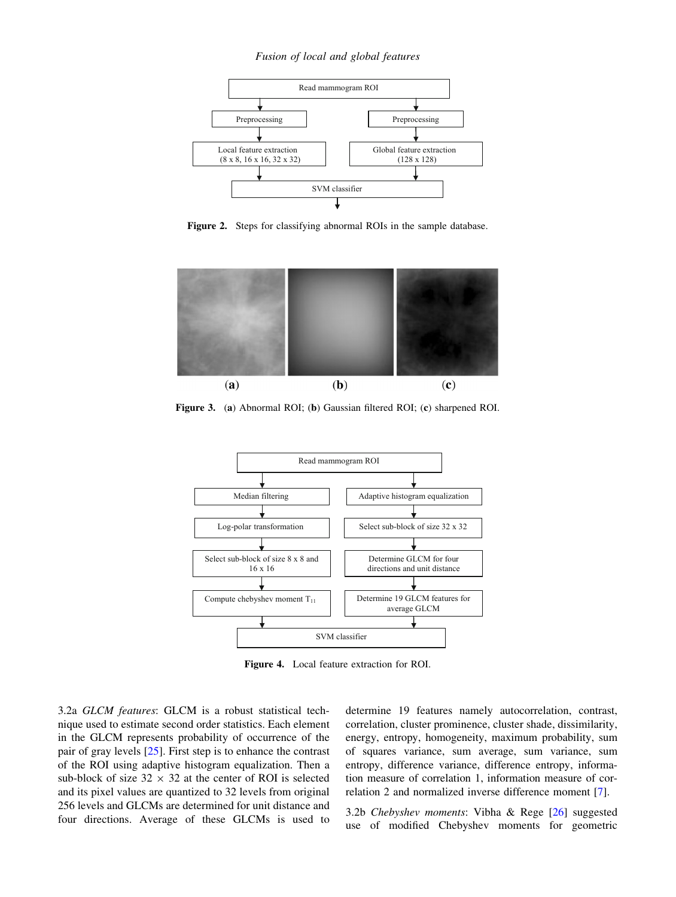Figure 2. Steps for classifying abnormal ROIs in the sample database.

Figure 3. (**a**) Abnormal ROI; (**b**) Gaussian filtered ROI; (**c**) sharpened ROI.

Figure 4. Local feature extraction for ROI.

3.2a *GLCM features*: GLCM is a robust statistical technique used to estimate second order statistics. Each element in the GLCM represents probability of occurrence of the pair of gray levels [25]. First step is to enhance the contrast of the ROI using adaptive histogram equalization. Then a sub-block of size $32 \times 32$ at the center of ROI is selected and its pixel values are quantized to 32 levels from original 256 levels and GLCMs are determined for unit distance and four directions. Average of these GLCMs is used to determine 19 features namely autocorrelation, contrast, correlation, cluster prominence, cluster shade, dissimilarity, energy, entropy, homogeneity, maximum probability, sum of squares variance, sum average, sum variance, sum entropy, difference variance, difference entropy, information measure of correlation 1, information measure of correlation 2 and normalized inverse difference moment [7].

3.2b *Chebyshev moments*: Vibha & Rege [26] suggested use of modified Chebyshev moments for geometric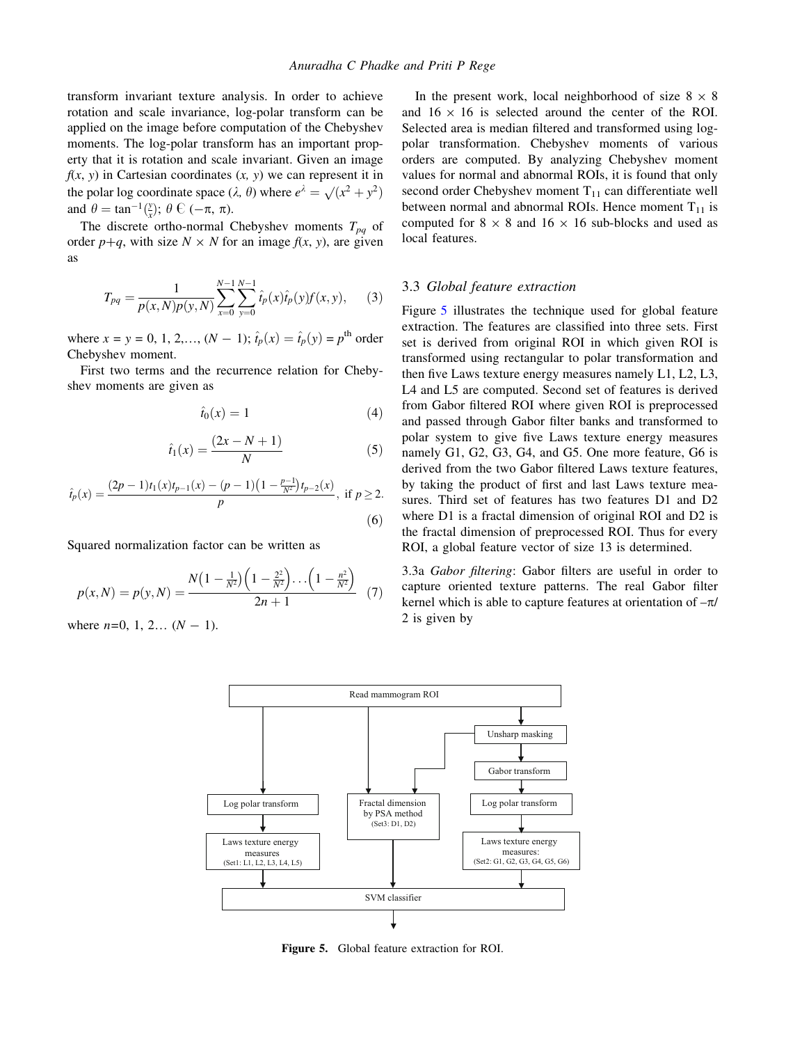transform invariant texture analysis. In order to achieve rotation and scale invariance, log-polar transform can be applied on the image before computation of the Chebyshev moments. The log-polar transform has an important property that it is rotation and scale invariant. Given an image $f(x, y)$ in Cartesian coordinates $(x, y)$ we can represent it in the polar log coordinate space $(\lambda, \theta)$ where $e^{\lambda} = \sqrt{(x^2 + y^2)}$ and $\theta = \tan^{-1}(\frac{y}{x})$; $\theta \in (-\pi, \pi)$.

The discrete ortho-normal Chebyshev moments $T_{pq}$ of order $p+q$, with size $N \times N$ for an image $f(x, y)$, are given as

$$T_{pq} = \frac{1}{p(x,N)p(y,N)} \sum_{x=0}^{N-1} \sum_{y=0}^{N-1} \hat{t}_p(x)\hat{t}_p(y)f(x,y), \quad (3)$$

where $x = y = 0, 1, 2,\ldots, (N-1)$; $\hat{t}_p(x) = \hat{t}_p(y) = p^{\text{th}}$ order Chebyshev moment.

First two terms and the recurrence relation for Chebyshev moments are given as

$$\hat{t}_0(x) = 1 \quad (4)$$

$$\hat{t}_1(x) = \frac{(2x - N + 1)}{N} \quad (5)$$

$$\hat{t}_p(x) = \frac{(2p-1)t_1(x)t_{p-1}(x) - (p-1)\left(1 - \frac{p-1}{N^2}\right)t_{p-2}(x)}{p}, \text{ if } p \geq 2. \quad (6)$$

Squared normalization factor can be written as

$$p(x,N) = p(y,N) = \frac{N\left(1 - \frac{1}{N^2}\right)\left(1 - \frac{2^2}{N^2}\right)\ldots\left(1 - \frac{n^2}{N^2}\right)}{2n+1} \quad (7)$$

where $n=0, 1, 2\ldots (N-1)$.

In the present work, local neighborhood of size $8 \times 8$ and $16 \times 16$ is selected around the center of the ROI. Selected area is median filtered and transformed using log-polar transformation. Chebyshev moments of various orders are computed. By analyzing Chebyshev moment values for normal and abnormal ROIs, it is found that only second order Chebyshev moment $T_{11}$ can differentiate well between normal and abnormal ROIs. Hence moment $T_{11}$ is computed for $8 \times 8$ and $16 \times 16$ sub-blocks and used as local features.

### 3.3 *Global feature extraction*

Figure 5 illustrates the technique used for global feature extraction. The features are classified into three sets. First set is derived from original ROI in which given ROI is transformed using rectangular to polar transformation and then five Laws texture energy measures namely L1, L2, L3, L4 and L5 are computed. Second set of features is derived from Gabor filtered ROI where given ROI is preprocessed and passed through Gabor filter banks and transformed to polar system to give five Laws texture energy measures namely G1, G2, G3, G4, and G5. One more feature, G6 is derived from the two Gabor filtered Laws texture features, by taking the product of first and last Laws texture measures. Third set of features has two features D1 and D2 where D1 is a fractal dimension of original ROI and D2 is the fractal dimension of preprocessed ROI. Thus for every ROI, a global feature vector of size 13 is determined.

3.3a *Gabor filtering*: Gabor filters are useful in order to capture oriented texture patterns. The real Gabor filter kernel which is able to capture features at orientation of $-\pi/2$ is given by

**Figure 5.** Global feature extraction for ROI.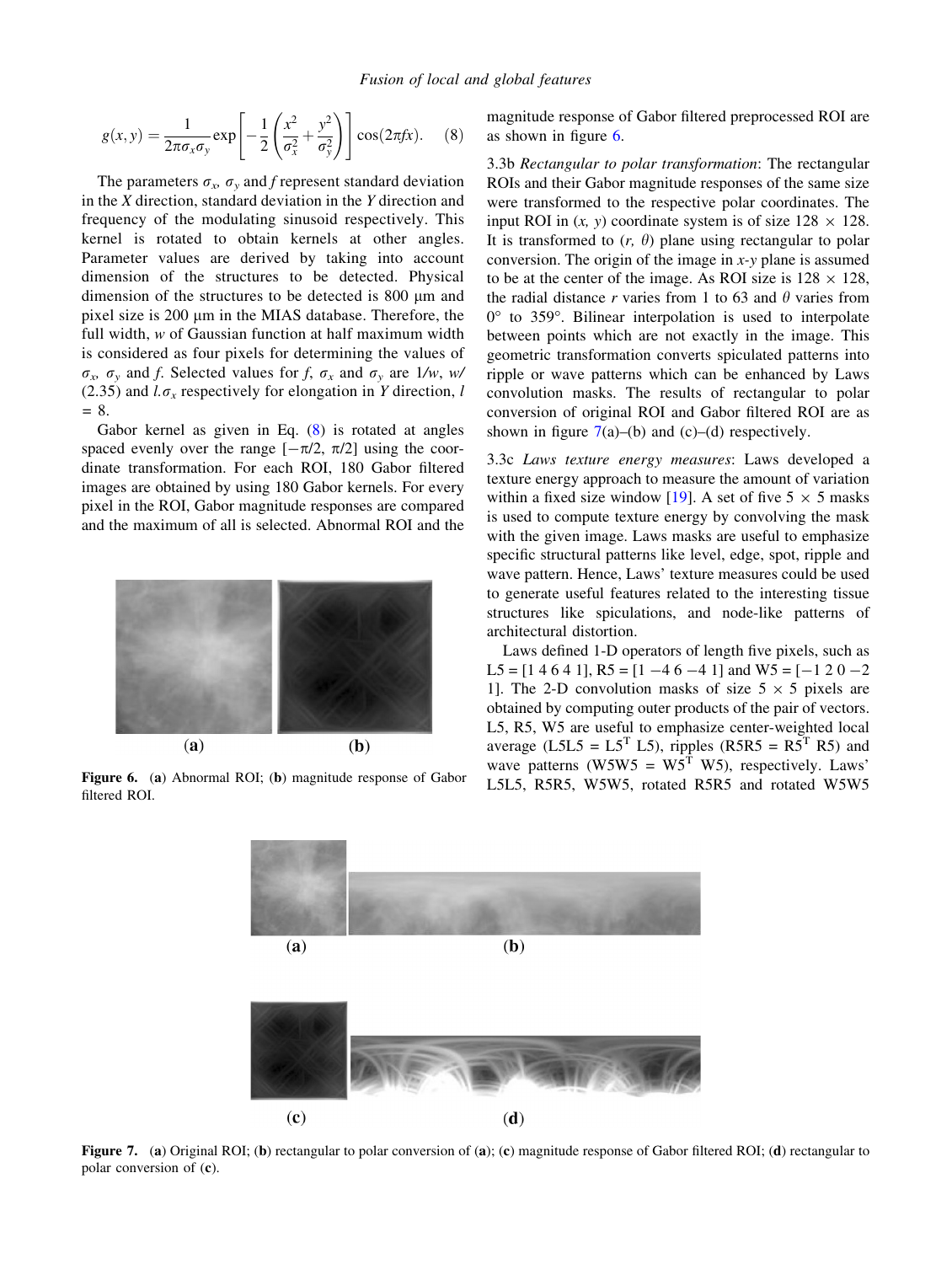$$g(x, y) = \frac{1}{2\pi\sigma_x\sigma_y} \exp\left[-\frac{1}{2}\left(\frac{x^2}{\sigma_x^2} + \frac{y^2}{\sigma_y^2}\right)\right] \cos(2\pi f x). \quad (8)$$

The parameters $\sigma_x$, $\sigma_y$ and $f$ represent standard deviation in the $X$ direction, standard deviation in the $Y$ direction and frequency of the modulating sinusoid respectively. This kernel is rotated to obtain kernels at other angles. Parameter values are derived by taking into account dimension of the structures to be detected. Physical dimension of the structures to be detected is 800 μm and pixel size is 200 μm in the MIAS database. Therefore, the full width, $w$ of Gaussian function at half maximum width is considered as four pixels for determining the values of $\sigma_x$, $\sigma_y$ and $f$. Selected values for $f$, $\sigma_x$ and $\sigma_y$ are $1/w$, $w/(2.35)$ and $l.\sigma_x$ respectively for elongation in $Y$ direction, $l = 8$.

Gabor kernel as given in Eq. (8) is rotated at angles spaced evenly over the range $[-\pi/2, \pi/2]$ using the coordinate transformation. For each ROI, 180 Gabor filtered images are obtained by using 180 Gabor kernels. For every pixel in the ROI, Gabor magnitude responses are compared and the maximum of all is selected. Abnormal ROI and the magnitude response of Gabor filtered preprocessed ROI are as shown in figure 6.

**Figure 6.** (**a**) Abnormal ROI; (**b**) magnitude response of Gabor filtered ROI.

3.3b *Rectangular to polar transformation*: The rectangular ROIs and their Gabor magnitude responses of the same size were transformed to the respective polar coordinates. The input ROI in $(x, y)$ coordinate system is of size 128 × 128. It is transformed to $(r, \theta)$ plane using rectangular to polar conversion. The origin of the image in $x$-$y$ plane is assumed to be at the center of the image. As ROI size is 128 × 128, the radial distance $r$ varies from 1 to 63 and $\theta$ varies from 0° to 359°. Bilinear interpolation is used to interpolate between points which are not exactly in the image. This geometric transformation converts spiculated patterns into ripple or wave patterns which can be enhanced by Laws convolution masks. The results of rectangular to polar conversion of original ROI and Gabor filtered ROI are as shown in figure 7(a)–(b) and (c)–(d) respectively.

3.3c *Laws texture energy measures*: Laws developed a texture energy approach to measure the amount of variation within a fixed size window [19]. A set of five 5 × 5 masks is used to compute texture energy by convolving the mask with the given image. Laws masks are useful to emphasize specific structural patterns like level, edge, spot, ripple and wave pattern. Hence, Laws' texture measures could be used to generate useful features related to the interesting tissue structures like spiculations, and node-like patterns of architectural distortion.

Laws defined 1-D operators of length five pixels, such as L5 = [1 4 6 4 1], R5 = [1 −4 6 −4 1] and W5 = [−1 2 0 −2 1]. The 2-D convolution masks of size 5 × 5 pixels are obtained by computing outer products of the pair of vectors. L5, R5, W5 are useful to emphasize center-weighted local average (L5L5 = $\text{L5}^T$ L5), ripples (R5R5 = $\text{R5}^T$ R5) and wave patterns (W5W5 = $\text{W5}^T$ W5), respectively. Laws' L5L5, R5R5, W5W5, rotated R5R5 and rotated W5W5

**Figure 7.** (**a**) Original ROI; (**b**) rectangular to polar conversion of (**a**); (**c**) magnitude response of Gabor filtered ROI; (**d**) rectangular to polar conversion of (**c**).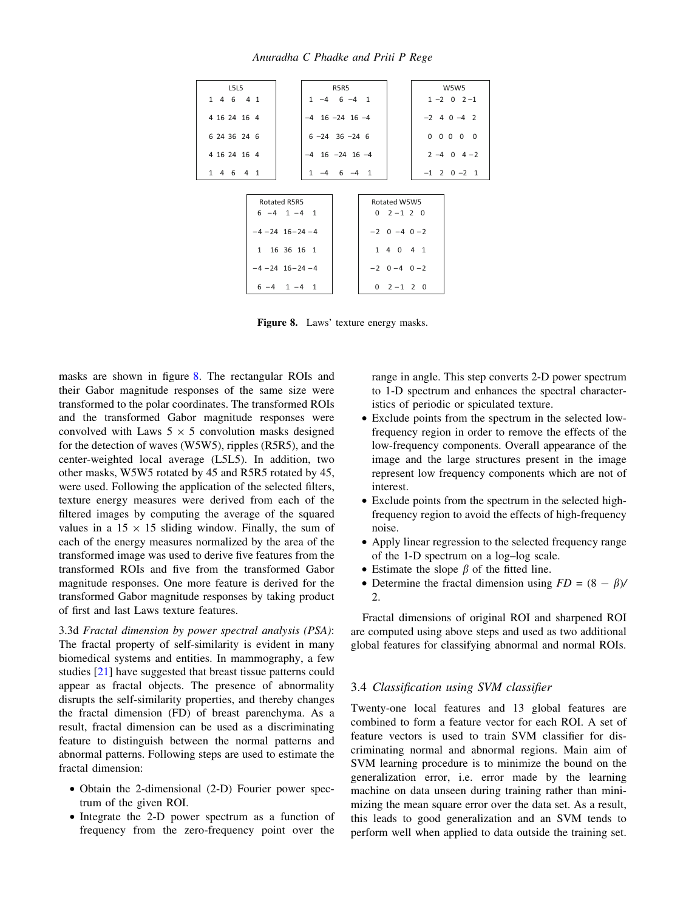| L5L5 | | | | |
|---|---|---|---|---|
| 1 | 4 | 6 | 4 | 1 |
| 4 | 16 | 24 | 16 | 4 |
| 6 | 24 | 36 | 24 | 6 |
| 4 | 16 | 24 | 16 | 4 |
| 1 | 4 | 6 | 4 | 1 |

| R5R5 | | | | |
|---|---|---|---|---|
| 1 | −4 | 6 | −4 | 1 |
| −4 | 16 | −24 | 16 | −4 |
| 6 | −24 | 36 | −24 | 6 |
| −4 | 16 | −24 | 16 | −4 |
| 1 | −4 | 6 | −4 | 1 |

| W5W5 | | | | |
|---|---|---|---|---|
| 1 | −2 | 0 | 2 | −1 |
| −2 | 4 | 0 | −4 | 2 |
| 0 | 0 | 0 | 0 | 0 |
| 2 | −4 | 0 | 4 | −2 |
| −1 | 2 | 0 | −2 | 1 |

| Rotated R5R5 | | | | |
|---|---|---|---|---|
| 6 | −4 | 1 | −4 | 1 |
| −4 | −24 | 16 | −24 | −4 |
| 1 | 16 | 36 | 16 | 1 |
| −4 | −24 | 16 | −24 | −4 |
| 6 | −4 | 1 | −4 | 1 |

| Rotated W5W5 | | | | |
|---|---|---|---|---|
| 0 | 2 | −1 | 2 | 0 |
| −2 | 0 | −4 | 0 | −2 |
| 1 | 4 | 0 | 4 | 1 |
| −2 | 0 | −4 | 0 | −2 |
| 0 | 2 | −1 | 2 | 0 |

**Figure 8.** Laws' texture energy masks.

masks are shown in figure 8. The rectangular ROIs and their Gabor magnitude responses of the same size were transformed to the polar coordinates. The transformed ROIs and the transformed Gabor magnitude responses were convolved with Laws $5 \times 5$ convolution masks designed for the detection of waves (W5W5), ripples (R5R5), and the center-weighted local average (L5L5). In addition, two other masks, W5W5 rotated by 45 and R5R5 rotated by 45, were used. Following the application of the selected filters, texture energy measures were derived from each of the filtered images by computing the average of the squared values in a $15 \times 15$ sliding window. Finally, the sum of each of the energy measures normalized by the area of the transformed image was used to derive five features from the transformed ROIs and five from the transformed Gabor magnitude responses. One more feature is derived for the transformed Gabor magnitude responses by taking product of first and last Laws texture features.

3.3d *Fractal dimension by power spectral analysis (PSA)*: The fractal property of self-similarity is evident in many biomedical systems and entities. In mammography, a few studies [21] have suggested that breast tissue patterns could appear as fractal objects. The presence of abnormality disrupts the self-similarity properties, and thereby changes the fractal dimension (FD) of breast parenchyma. As a result, fractal dimension can be used as a discriminating feature to distinguish between the normal patterns and abnormal patterns. Following steps are used to estimate the fractal dimension:

- Obtain the 2-dimensional (2-D) Fourier power spectrum of the given ROI.
- Integrate the 2-D power spectrum as a function of frequency from the zero-frequency point over the range in angle. This step converts 2-D power spectrum to 1-D spectrum and enhances the spectral characteristics of periodic or spiculated texture.
- Exclude points from the spectrum in the selected low-frequency region in order to remove the effects of the low-frequency components. Overall appearance of the image and the large structures present in the image represent low frequency components which are not of interest.
- Exclude points from the spectrum in the selected high-frequency region to avoid the effects of high-frequency noise.
- Apply linear regression to the selected frequency range of the 1-D spectrum on a log–log scale.
- Estimate the slope $\beta$ of the fitted line.
- Determine the fractal dimension using $FD = (8 - \beta)/2$.

Fractal dimensions of original ROI and sharpened ROI are computed using above steps and used as two additional global features for classifying abnormal and normal ROIs.

### 3.4 *Classification using SVM classifier*

Twenty-one local features and 13 global features are combined to form a feature vector for each ROI. A set of feature vectors is used to train SVM classifier for discriminating normal and abnormal regions. Main aim of SVM learning procedure is to minimize the bound on the generalization error, i.e. error made by the learning machine on data unseen during training rather than minimizing the mean square error over the data set. As a result, this leads to good generalization and an SVM tends to perform well when applied to data outside the training set.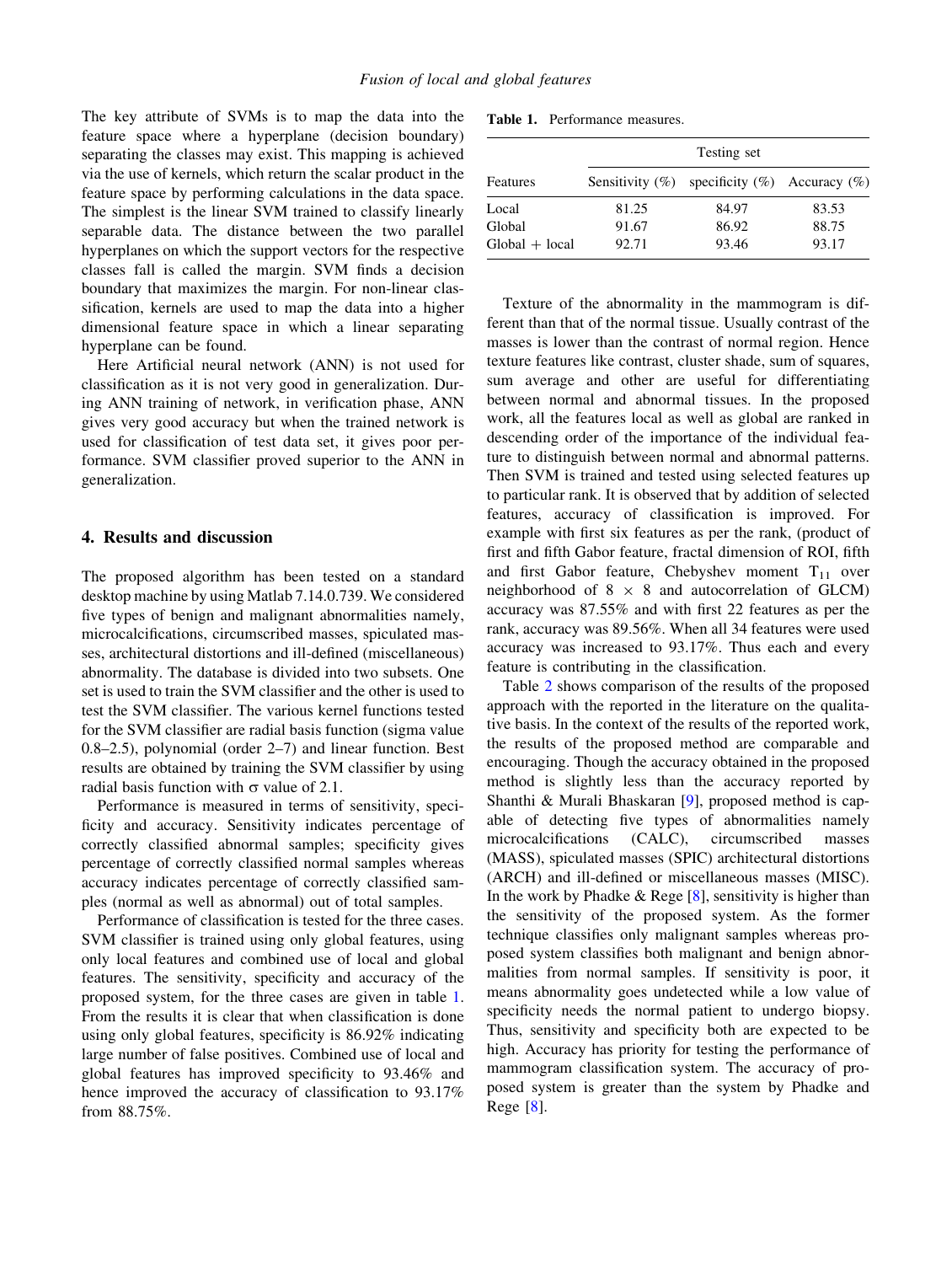The key attribute of SVMs is to map the data into the feature space where a hyperplane (decision boundary) separating the classes may exist. This mapping is achieved via the use of kernels, which return the scalar product in the feature space by performing calculations in the data space. The simplest is the linear SVM trained to classify linearly separable data. The distance between the two parallel hyperplanes on which the support vectors for the respective classes fall is called the margin. SVM finds a decision boundary that maximizes the margin. For non-linear classification, kernels are used to map the data into a higher dimensional feature space in which a linear separating hyperplane can be found.

Here Artificial neural network (ANN) is not used for classification as it is not very good in generalization. During ANN training of network, in verification phase, ANN gives very good accuracy but when the trained network is used for classification of test data set, it gives poor performance. SVM classifier proved superior to the ANN in generalization.

## 4. Results and discussion

The proposed algorithm has been tested on a standard desktop machine by using Matlab 7.14.0.739. We considered five types of benign and malignant abnormalities namely, microcalcifications, circumscribed masses, spiculated masses, architectural distortions and ill-defined (miscellaneous) abnormality. The database is divided into two subsets. One set is used to train the SVM classifier and the other is used to test the SVM classifier. The various kernel functions tested for the SVM classifier are radial basis function (sigma value 0.8–2.5), polynomial (order 2–7) and linear function. Best results are obtained by training the SVM classifier by using radial basis function with $\sigma$ value of 2.1.

Performance is measured in terms of sensitivity, specificity and accuracy. Sensitivity indicates percentage of correctly classified abnormal samples; specificity gives percentage of correctly classified normal samples whereas accuracy indicates percentage of correctly classified samples (normal as well as abnormal) out of total samples.

Performance of classification is tested for the three cases. SVM classifier is trained using only global features, using only local features and combined use of local and global features. The sensitivity, specificity and accuracy of the proposed system, for the three cases are given in table 1. From the results it is clear that when classification is done using only global features, specificity is 86.92% indicating large number of false positives. Combined use of local and global features has improved specificity to 93.46% and hence improved the accuracy of classification to 93.17% from 88.75%.

**Table 1.** Performance measures.

| | Testing set | | |
|---|---|---|---|
| Features | Sensitivity (%) | specificity (%) | Accuracy (%) |
| Local | 81.25 | 84.97 | 83.53 |
| Global | 91.67 | 86.92 | 88.75 |
| Global + local | 92.71 | 93.46 | 93.17 |

Texture of the abnormality in the mammogram is different than that of the normal tissue. Usually contrast of the masses is lower than the contrast of normal region. Hence texture features like contrast, cluster shade, sum of squares, sum average and other are useful for differentiating between normal and abnormal tissues. In the proposed work, all the features local as well as global are ranked in descending order of the importance of the individual feature to distinguish between normal and abnormal patterns. Then SVM is trained and tested using selected features up to particular rank. It is observed that by addition of selected features, accuracy of classification is improved. For example with first six features as per the rank, (product of first and fifth Gabor feature, fractal dimension of ROI, fifth and first Gabor feature, Chebyshev moment $T_{11}$ over neighborhood of $8 \times 8$ and autocorrelation of GLCM) accuracy was 87.55% and with first 22 features as per the rank, accuracy was 89.56%. When all 34 features were used accuracy was increased to 93.17%. Thus each and every feature is contributing in the classification.

Table 2 shows comparison of the results of the proposed approach with the reported in the literature on the qualitative basis. In the context of the results of the reported work, the results of the proposed method are comparable and encouraging. Though the accuracy obtained in the proposed method is slightly less than the accuracy reported by Shanthi & Murali Bhaskaran [9], proposed method is capable of detecting five types of abnormalities namely microcalcifications (CALC), circumscribed masses (MASS), spiculated masses (SPIC) architectural distortions (ARCH) and ill-defined or miscellaneous masses (MISC). In the work by Phadke & Rege [8], sensitivity is higher than the sensitivity of the proposed system. As the former technique classifies only malignant samples whereas proposed system classifies both malignant and benign abnormalities from normal samples. If sensitivity is poor, it means abnormality goes undetected while a low value of specificity needs the normal patient to undergo biopsy. Thus, sensitivity and specificity both are expected to be high. Accuracy has priority for testing the performance of mammogram classification system. The accuracy of proposed system is greater than the system by Phadke and Rege [8].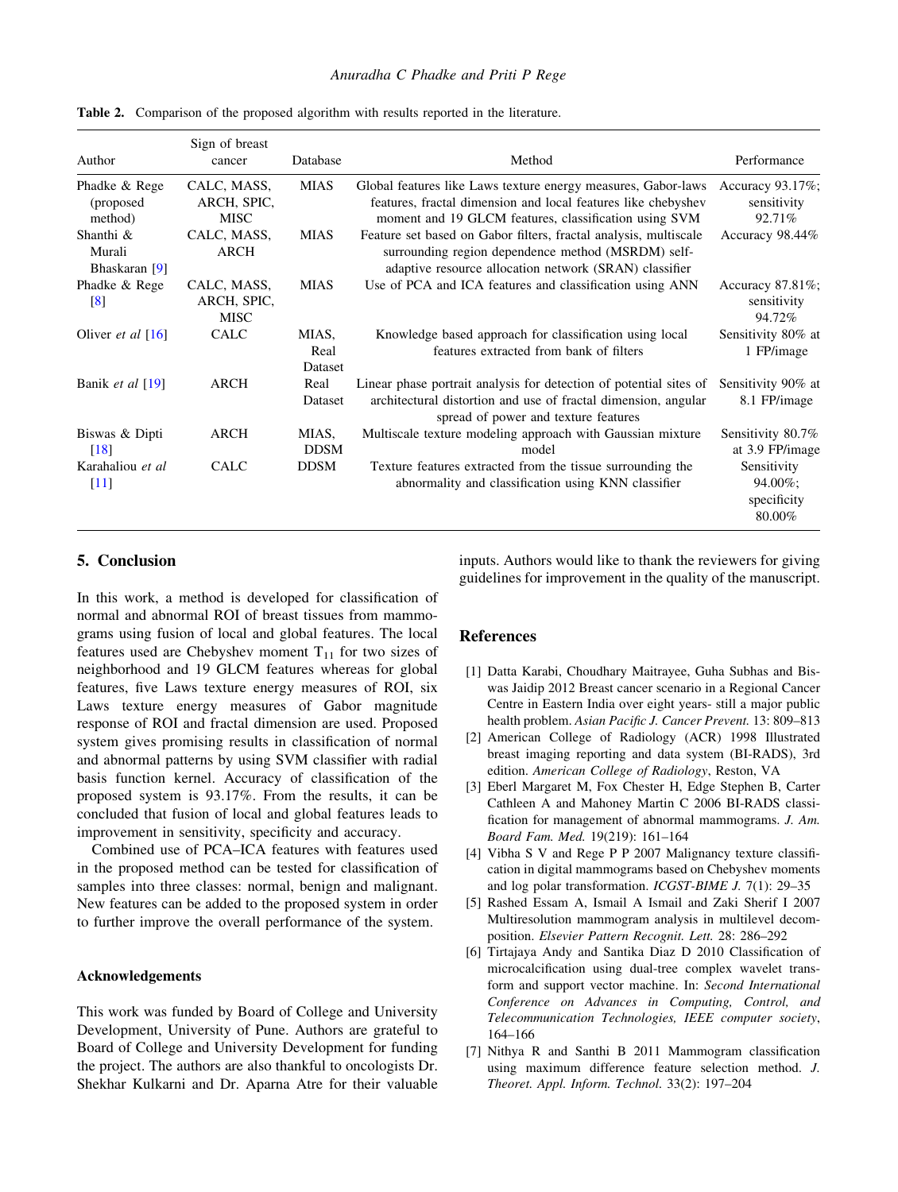**Table 2.** Comparison of the proposed algorithm with results reported in the literature.

| Author | Sign of breast cancer | Database | Method | Performance |
|---|---|---|---|---|
| Phadke & Rege (proposed method) | CALC, MASS, ARCH, SPIC, MISC | MIAS | Global features like Laws texture energy measures, Gabor-laws features, fractal dimension and local features like chebyshev moment and 19 GLCM features, classification using SVM | Accuracy 93.17%; sensitivity 92.71% |
| Shanthi & Murali Bhaskaran [9] | CALC, MASS, ARCH | MIAS | Feature set based on Gabor filters, fractal analysis, multiscale surrounding region dependence method (MSRDM) self-adaptive resource allocation network (SRAN) classifier | Accuracy 98.44% |
| Phadke & Rege [8] | CALC, MASS, ARCH, SPIC, MISC | MIAS | Use of PCA and ICA features and classification using ANN | Accuracy 87.81%; sensitivity 94.72% |
| Oliver *et al* [16] | CALC | MIAS, Real Dataset | Knowledge based approach for classification using local features extracted from bank of filters | Sensitivity 80% at 1 FP/image |
| Banik *et al* [19] | ARCH | Real Dataset | Linear phase portrait analysis for detection of potential sites of architectural distortion and use of fractal dimension, angular spread of power and texture features | Sensitivity 90% at 8.1 FP/image |
| Biswas & Dipti [18] | ARCH | MIAS, DDSM | Multiscale texture modeling approach with Gaussian mixture model | Sensitivity 80.7% at 3.9 FP/image |
| Karahaliou *et al* [11] | CALC | DDSM | Texture features extracted from the tissue surrounding the abnormality and classification using KNN classifier | Sensitivity 94.00%; specificity 80.00% |

## 5. Conclusion

In this work, a method is developed for classification of normal and abnormal ROI of breast tissues from mammograms using fusion of local and global features. The local features used are Chebyshev moment $T_{11}$ for two sizes of neighborhood and 19 GLCM features whereas for global features, five Laws texture energy measures of ROI, six Laws texture energy measures of Gabor magnitude response of ROI and fractal dimension are used. Proposed system gives promising results in classification of normal and abnormal patterns by using SVM classifier with radial basis function kernel. Accuracy of classification of the proposed system is 93.17%. From the results, it can be concluded that fusion of local and global features leads to improvement in sensitivity, specificity and accuracy.

Combined use of PCA–ICA features with features used in the proposed method can be tested for classification of samples into three classes: normal, benign and malignant. New features can be added to the proposed system in order to further improve the overall performance of the system.

### Acknowledgements

This work was funded by Board of College and University Development, University of Pune. Authors are grateful to Board of College and University Development for funding the project. The authors are also thankful to oncologists Dr. Shekhar Kulkarni and Dr. Aparna Atre for their valuable inputs. Authors would like to thank the reviewers for giving guidelines for improvement in the quality of the manuscript.

## References

[1] Datta Karabi, Choudhary Maitrayee, Guha Subhas and Biswas Jaidip 2012 Breast cancer scenario in a Regional Cancer Centre in Eastern India over eight years- still a major public health problem. *Asian Pacific J. Cancer Prevent.* 13: 809–813

[2] American College of Radiology (ACR) 1998 Illustrated breast imaging reporting and data system (BI-RADS), 3rd edition. *American College of Radiology*, Reston, VA

[3] Eberl Margaret M, Fox Chester H, Edge Stephen B, Carter Cathleen A and Mahoney Martin C 2006 BI-RADS classification for management of abnormal mammograms. *J. Am. Board Fam. Med.* 19(219): 161–164

[4] Vibha S V and Rege P P 2007 Malignancy texture classification in digital mammograms based on Chebyshev moments and log polar transformation. *ICGST-BIME J.* 7(1): 29–35

[5] Rashed Essam A, Ismail A Ismail and Zaki Sherif I 2007 Multiresolution mammogram analysis in multilevel decomposition. *Elsevier Pattern Recognit. Lett.* 28: 286–292

[6] Tirtajaya Andy and Santika Diaz D 2010 Classification of microcalcification using dual-tree complex wavelet transform and support vector machine. In: *Second International Conference on Advances in Computing, Control, and Telecommunication Technologies, IEEE computer society*, 164–166

[7] Nithya R and Santhi B 2011 Mammogram classification using maximum difference feature selection method. *J. Theoret. Appl. Inform. Technol.* 33(2): 197–204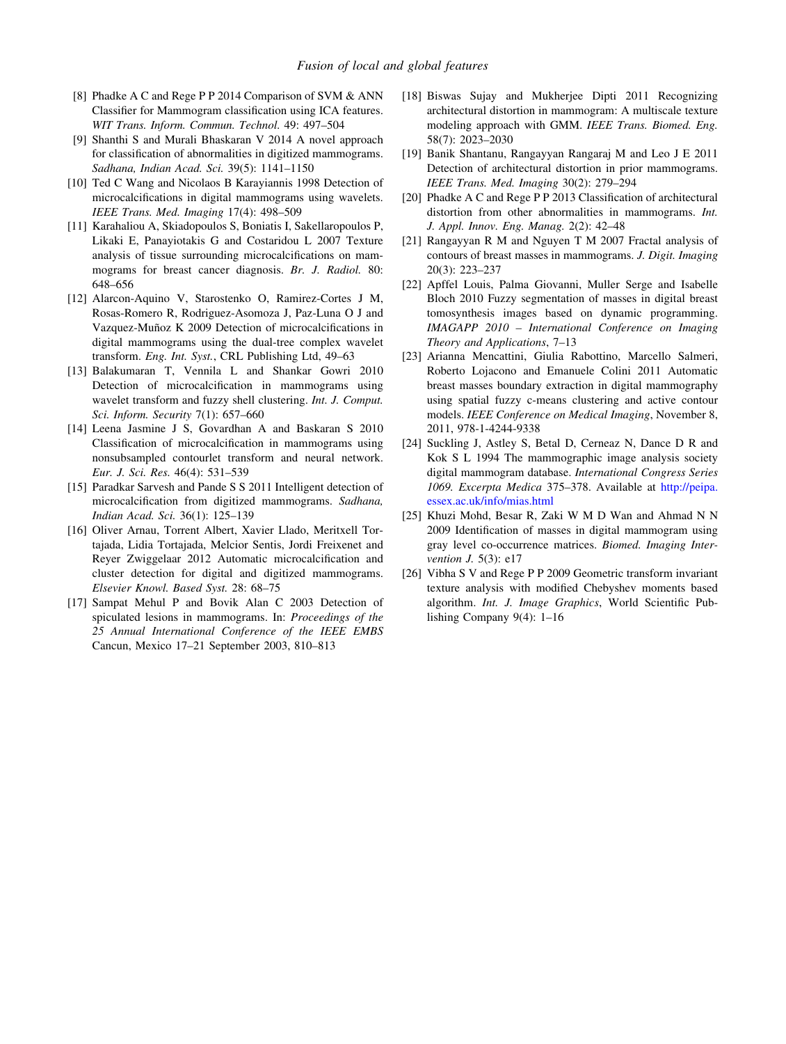[8] Phadke A C and Rege P P 2014 Comparison of SVM & ANN Classifier for Mammogram classification using ICA features. *WIT Trans. Inform. Commun. Technol.* 49: 497–504

[9] Shanthi S and Murali Bhaskaran V 2014 A novel approach for classification of abnormalities in digitized mammograms. *Sadhana, Indian Acad. Sci.* 39(5): 1141–1150

[10] Ted C Wang and Nicolaos B Karayiannis 1998 Detection of microcalcifications in digital mammograms using wavelets. *IEEE Trans. Med. Imaging* 17(4): 498–509

[11] Karahaliou A, Skiadopoulos S, Boniatis I, Sakellaropoulos P, Likaki E, Panayiotakis G and Costaridou L 2007 Texture analysis of tissue surrounding microcalcifications on mammograms for breast cancer diagnosis. *Br. J. Radiol.* 80: 648–656

[12] Alarcon-Aquino V, Starostenko O, Ramirez-Cortes J M, Rosas-Romero R, Rodriguez-Asomoza J, Paz-Luna O J and Vazquez-Muñoz K 2009 Detection of microcalcifications in digital mammograms using the dual-tree complex wavelet transform. *Eng. Int. Syst.*, CRL Publishing Ltd, 49–63

[13] Balakumaran T, Vennila L and Shankar Gowri 2010 Detection of microcalcification in mammograms using wavelet transform and fuzzy shell clustering. *Int. J. Comput. Sci. Inform. Security* 7(1): 657–660

[14] Leena Jasmine J S, Govardhan A and Baskaran S 2010 Classification of microcalcification in mammograms using nonsubsampled contourlet transform and neural network. *Eur. J. Sci. Res.* 46(4): 531–539

[15] Paradkar Sarvesh and Pande S S 2011 Intelligent detection of microcalcification from digitized mammograms. *Sadhana, Indian Acad. Sci.* 36(1): 125–139

[16] Oliver Arnau, Torrent Albert, Xavier Llado, Meritxell Tortajada, Lidia Tortajada, Melcior Sentis, Jordi Freixenet and Reyer Zwiggelaar 2012 Automatic microcalcification and cluster detection for digital and digitized mammograms. *Elsevier Knowl. Based Syst.* 28: 68–75

[17] Sampat Mehul P and Bovik Alan C 2003 Detection of spiculated lesions in mammograms. In: *Proceedings of the 25 Annual International Conference of the IEEE EMBS* Cancun, Mexico 17–21 September 2003, 810–813

[18] Biswas Sujay and Mukherjee Dipti 2011 Recognizing architectural distortion in mammogram: A multiscale texture modeling approach with GMM. *IEEE Trans. Biomed. Eng.* 58(7): 2023–2030

[19] Banik Shantanu, Rangayyan Rangaraj M and Leo J E 2011 Detection of architectural distortion in prior mammograms. *IEEE Trans. Med. Imaging* 30(2): 279–294

[20] Phadke A C and Rege P P 2013 Classification of architectural distortion from other abnormalities in mammograms. *Int. J. Appl. Innov. Eng. Manag.* 2(2): 42–48

[21] Rangayyan R M and Nguyen T M 2007 Fractal analysis of contours of breast masses in mammograms. *J. Digit. Imaging* 20(3): 223–237

[22] Apffel Louis, Palma Giovanni, Muller Serge and Isabelle Bloch 2010 Fuzzy segmentation of masses in digital breast tomosynthesis images based on dynamic programming. *IMAGAPP 2010 – International Conference on Imaging Theory and Applications*, 7–13

[23] Arianna Mencattini, Giulia Rabottino, Marcello Salmeri, Roberto Lojacono and Emanuele Colini 2011 Automatic breast masses boundary extraction in digital mammography using spatial fuzzy c-means clustering and active contour models. *IEEE Conference on Medical Imaging*, November 8, 2011, 978-1-4244-9338

[24] Suckling J, Astley S, Betal D, Cerneaz N, Dance D R and Kok S L 1994 The mammographic image analysis society digital mammogram database. *International Congress Series 1069. Excerpta Medica* 375–378. Available at http://peipa.essex.ac.uk/info/mias.html

[25] Khuzi Mohd, Besar R, Zaki W M D Wan and Ahmad N N 2009 Identification of masses in digital mammogram using gray level co-occurrence matrices. *Biomed. Imaging Intervention J.* 5(3): e17

[26] Vibha S V and Rege P P 2009 Geometric transform invariant texture analysis with modified Chebyshev moments based algorithm. *Int. J. Image Graphics*, World Scientific Publishing Company 9(4): 1–16